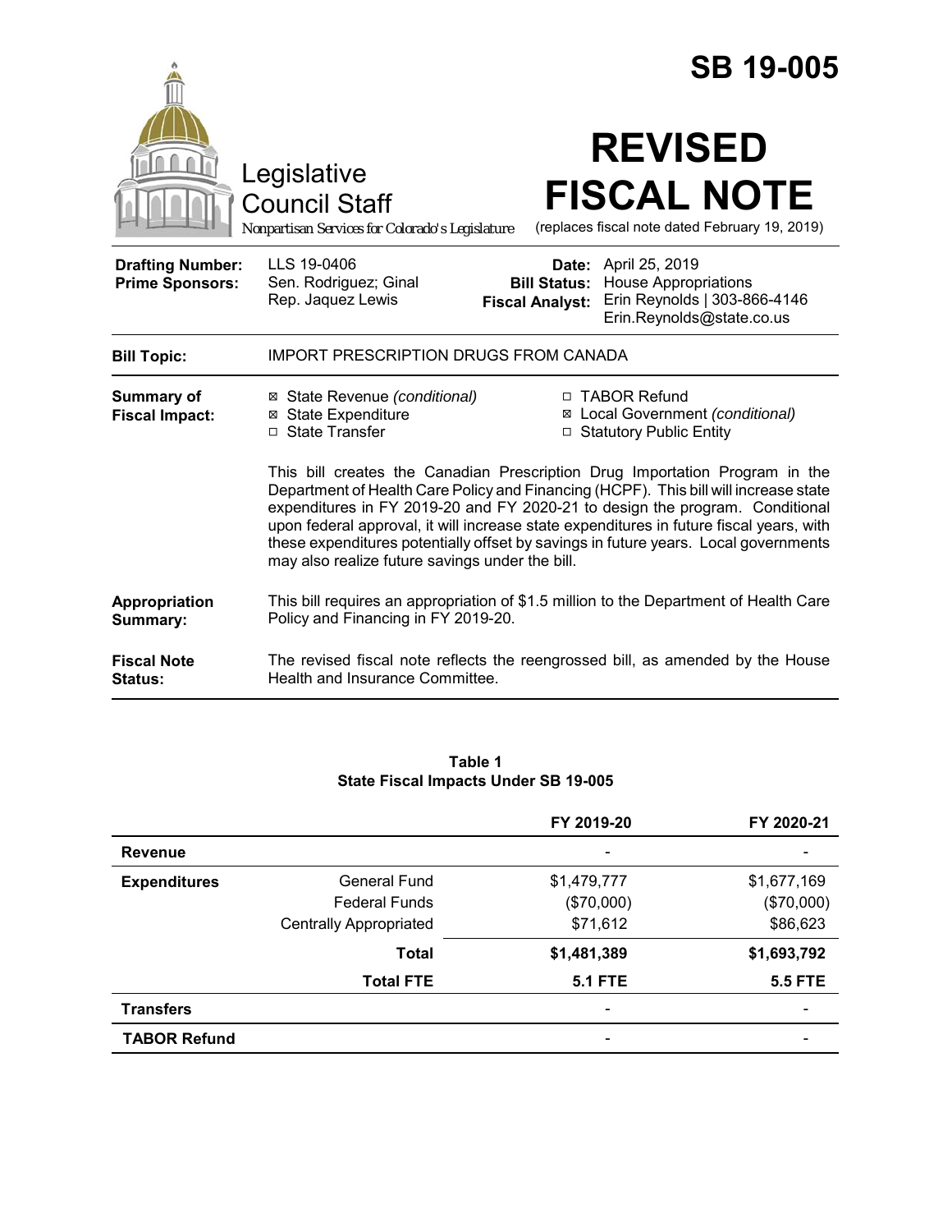# SB 19-005

Legislative Council Staff

*Nonpartisan Services for Colorado's Legislature*

# REVISED FISCAL NOTE

(replaces fiscal note dated February 19, 2019)

| | | | |
|---|---|---|---|
| **Drafting Number:** | LLS 19-0406 | **Date:** | April 25, 2019 |
| **Prime Sponsors:** | Sen. Rodriguez; Ginal<br>Rep. Jaquez Lewis | **Bill Status:** | House Appropriations |
| | | **Fiscal Analyst:** | Erin Reynolds \| 303-866-4146<br>Erin.Reynolds@state.co.us |

**Bill Topic:** IMPORT PRESCRIPTION DRUGS FROM CANADA

**Summary of Fiscal Impact:**

- ☒ State Revenue *(conditional)*
- ☒ State Expenditure
- ☐ State Transfer
- ☐ TABOR Refund
- ☒ Local Government *(conditional)*
- ☐ Statutory Public Entity

This bill creates the Canadian Prescription Drug Importation Program in the Department of Health Care Policy and Financing (HCPF). This bill will increase state expenditures in FY 2019-20 and FY 2020-21 to design the program. Conditional upon federal approval, it will increase state expenditures in future fiscal years, with these expenditures potentially offset by savings in future years. Local governments may also realize future savings under the bill.

**Appropriation Summary:** This bill requires an appropriation of $1.5 million to the Department of Health Care Policy and Financing in FY 2019-20.

**Fiscal Note Status:** The revised fiscal note reflects the reengrossed bill, as amended by the House Health and Insurance Committee.

**Table 1**
**State Fiscal Impacts Under SB 19-005**

| | | FY 2019-20 | FY 2020-21 |
|---|---|---|---|
| **Revenue** | | - | - |
| **Expenditures** | General Fund | $1,479,777 | $1,677,169 |
| | Federal Funds | ($70,000) | ($70,000) |
| | Centrally Appropriated | $71,612 | $86,623 |
| | **Total** | **$1,481,389** | **$1,693,792** |
| | **Total FTE** | **5.1 FTE** | **5.5 FTE** |
| **Transfers** | | - | - |
| **TABOR Refund** | | - | - |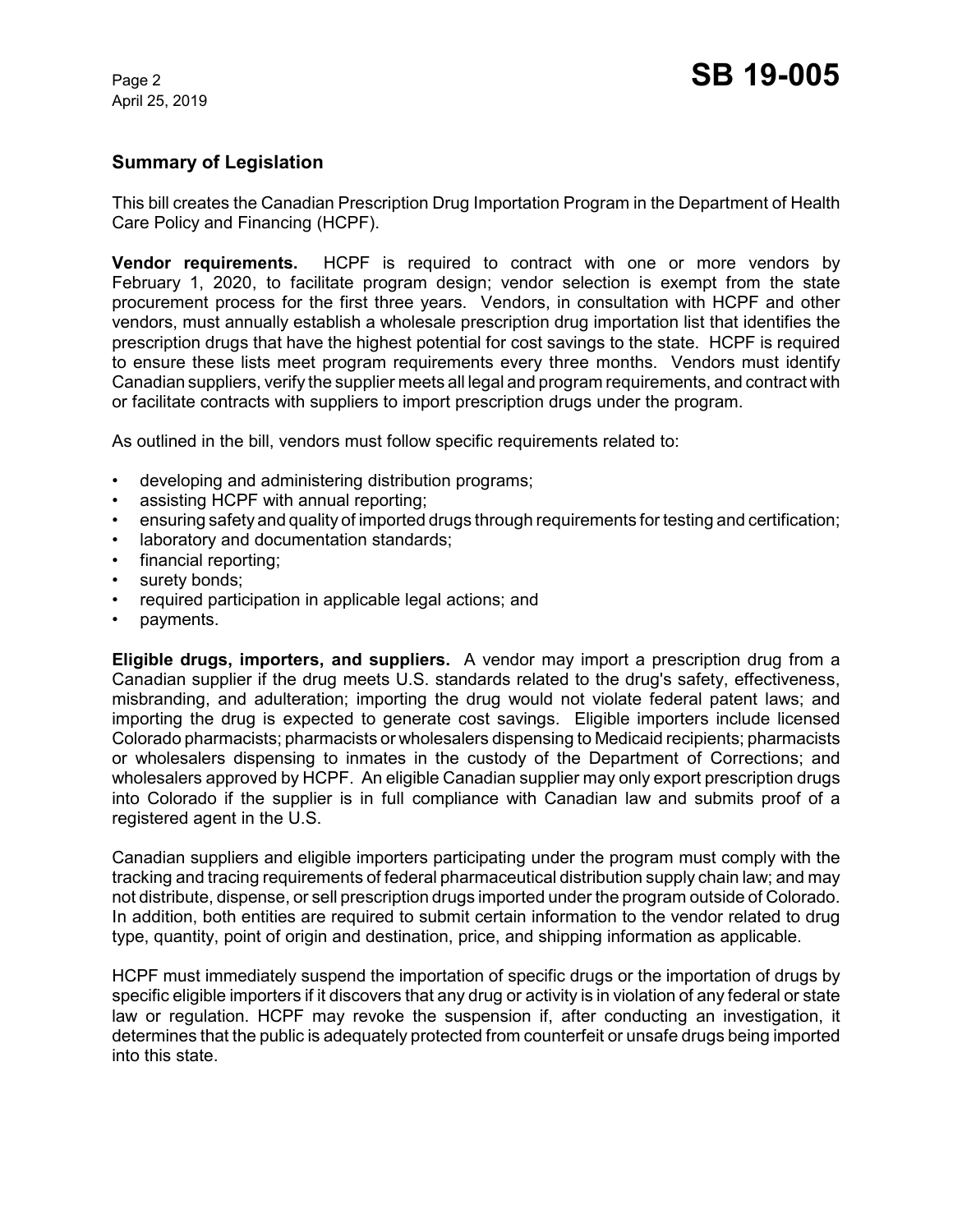## Summary of Legislation

This bill creates the Canadian Prescription Drug Importation Program in the Department of Health Care Policy and Financing (HCPF).

**Vendor requirements.** HCPF is required to contract with one or more vendors by February 1, 2020, to facilitate program design; vendor selection is exempt from the state procurement process for the first three years. Vendors, in consultation with HCPF and other vendors, must annually establish a wholesale prescription drug importation list that identifies the prescription drugs that have the highest potential for cost savings to the state. HCPF is required to ensure these lists meet program requirements every three months. Vendors must identify Canadian suppliers, verify the supplier meets all legal and program requirements, and contract with or facilitate contracts with suppliers to import prescription drugs under the program.

As outlined in the bill, vendors must follow specific requirements related to:

- developing and administering distribution programs;
- assisting HCPF with annual reporting;
- ensuring safety and quality of imported drugs through requirements for testing and certification;
- laboratory and documentation standards;
- financial reporting;
- surety bonds;
- required participation in applicable legal actions; and
- payments.

**Eligible drugs, importers, and suppliers.** A vendor may import a prescription drug from a Canadian supplier if the drug meets U.S. standards related to the drug's safety, effectiveness, misbranding, and adulteration; importing the drug would not violate federal patent laws; and importing the drug is expected to generate cost savings. Eligible importers include licensed Colorado pharmacists; pharmacists or wholesalers dispensing to Medicaid recipients; pharmacists or wholesalers dispensing to inmates in the custody of the Department of Corrections; and wholesalers approved by HCPF. An eligible Canadian supplier may only export prescription drugs into Colorado if the supplier is in full compliance with Canadian law and submits proof of a registered agent in the U.S.

Canadian suppliers and eligible importers participating under the program must comply with the tracking and tracing requirements of federal pharmaceutical distribution supply chain law; and may not distribute, dispense, or sell prescription drugs imported under the program outside of Colorado. In addition, both entities are required to submit certain information to the vendor related to drug type, quantity, point of origin and destination, price, and shipping information as applicable.

HCPF must immediately suspend the importation of specific drugs or the importation of drugs by specific eligible importers if it discovers that any drug or activity is in violation of any federal or state law or regulation. HCPF may revoke the suspension if, after conducting an investigation, it determines that the public is adequately protected from counterfeit or unsafe drugs being imported into this state.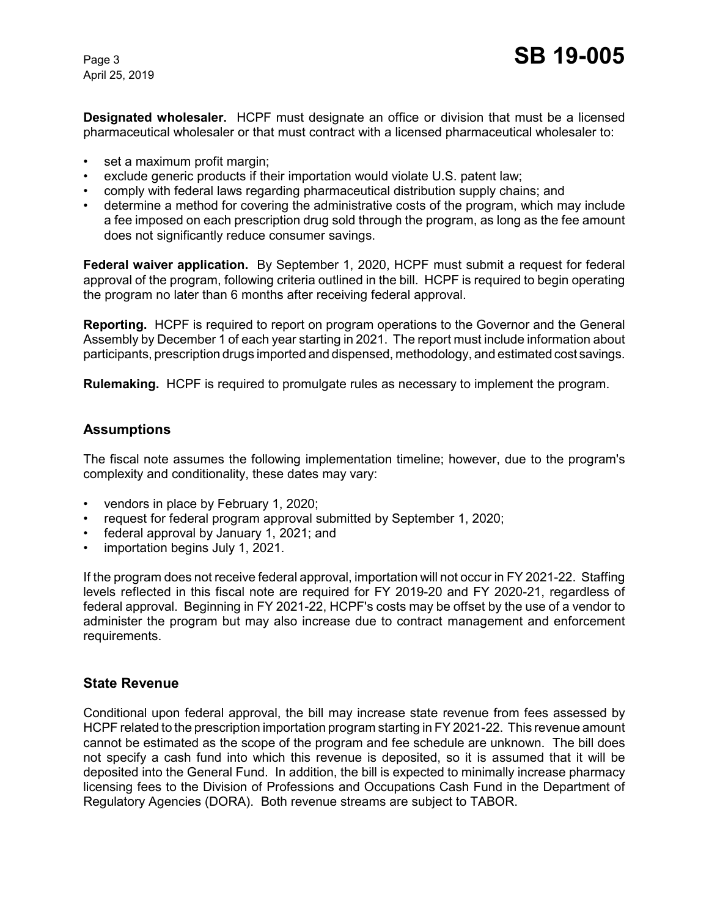**Designated wholesaler.** HCPF must designate an office or division that must be a licensed pharmaceutical wholesaler or that must contract with a licensed pharmaceutical wholesaler to:

- set a maximum profit margin;
- exclude generic products if their importation would violate U.S. patent law;
- comply with federal laws regarding pharmaceutical distribution supply chains; and
- determine a method for covering the administrative costs of the program, which may include a fee imposed on each prescription drug sold through the program, as long as the fee amount does not significantly reduce consumer savings.

**Federal waiver application.** By September 1, 2020, HCPF must submit a request for federal approval of the program, following criteria outlined in the bill. HCPF is required to begin operating the program no later than 6 months after receiving federal approval.

**Reporting.** HCPF is required to report on program operations to the Governor and the General Assembly by December 1 of each year starting in 2021. The report must include information about participants, prescription drugs imported and dispensed, methodology, and estimated cost savings.

**Rulemaking.** HCPF is required to promulgate rules as necessary to implement the program.

## Assumptions

The fiscal note assumes the following implementation timeline; however, due to the program's complexity and conditionality, these dates may vary:

- vendors in place by February 1, 2020;
- request for federal program approval submitted by September 1, 2020;
- federal approval by January 1, 2021; and
- importation begins July 1, 2021.

If the program does not receive federal approval, importation will not occur in FY 2021-22. Staffing levels reflected in this fiscal note are required for FY 2019-20 and FY 2020-21, regardless of federal approval. Beginning in FY 2021-22, HCPF's costs may be offset by the use of a vendor to administer the program but may also increase due to contract management and enforcement requirements.

## State Revenue

Conditional upon federal approval, the bill may increase state revenue from fees assessed by HCPF related to the prescription importation program starting in FY 2021-22. This revenue amount cannot be estimated as the scope of the program and fee schedule are unknown. The bill does not specify a cash fund into which this revenue is deposited, so it is assumed that it will be deposited into the General Fund. In addition, the bill is expected to minimally increase pharmacy licensing fees to the Division of Professions and Occupations Cash Fund in the Department of Regulatory Agencies (DORA). Both revenue streams are subject to TABOR.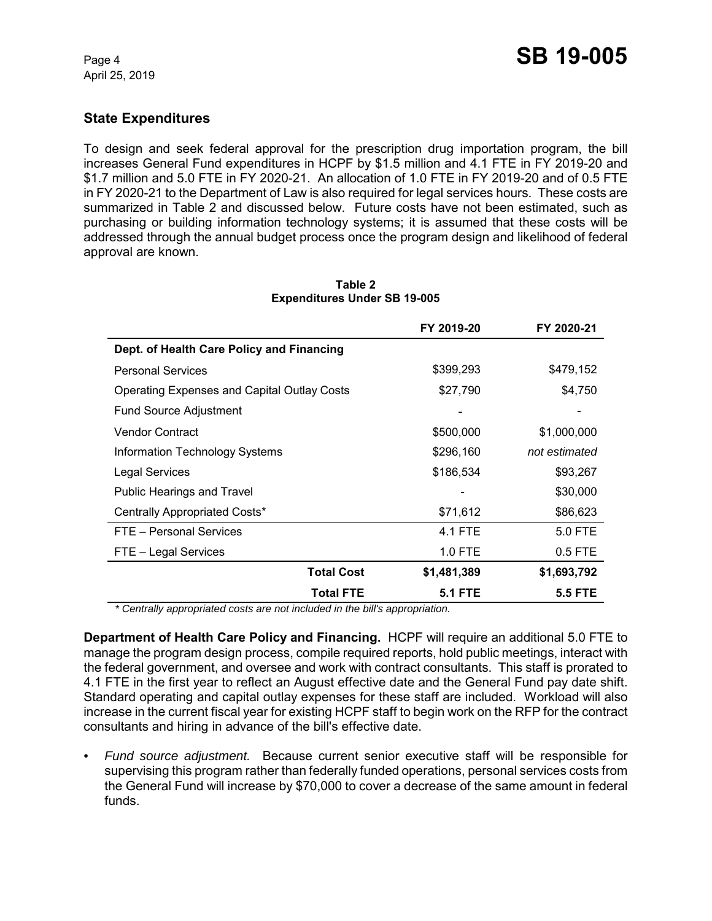## State Expenditures

To design and seek federal approval for the prescription drug importation program, the bill increases General Fund expenditures in HCPF by $1.5 million and 4.1 FTE in FY 2019-20 and $1.7 million and 5.0 FTE in FY 2020-21. An allocation of 1.0 FTE in FY 2019-20 and of 0.5 FTE in FY 2020-21 to the Department of Law is also required for legal services hours. These costs are summarized in Table 2 and discussed below. Future costs have not been estimated, such as purchasing or building information technology systems; it is assumed that these costs will be addressed through the annual budget process once the program design and likelihood of federal approval are known.

**Table 2**
**Expenditures Under SB 19-005**

| | FY 2019-20 | FY 2020-21 |
|---|---|---|
| **Dept. of Health Care Policy and Financing** | | |
| Personal Services | $399,293 | $479,152 |
| Operating Expenses and Capital Outlay Costs | $27,790 | $4,750 |
| Fund Source Adjustment | - | - |
| Vendor Contract | $500,000 | $1,000,000 |
| Information Technology Systems | $296,160 | *not estimated* |
| Legal Services | $186,534 | $93,267 |
| Public Hearings and Travel | - | $30,000 |
| Centrally Appropriated Costs* | $71,612 | $86,623 |
| FTE – Personal Services | 4.1 FTE | 5.0 FTE |
| FTE – Legal Services | 1.0 FTE | 0.5 FTE |
| **Total Cost** | **$1,481,389** | **$1,693,792** |
| **Total FTE** | **5.1 FTE** | **5.5 FTE** |

*\* Centrally appropriated costs are not included in the bill's appropriation.*

**Department of Health Care Policy and Financing.** HCPF will require an additional 5.0 FTE to manage the program design process, compile required reports, hold public meetings, interact with the federal government, and oversee and work with contract consultants. This staff is prorated to 4.1 FTE in the first year to reflect an August effective date and the General Fund pay date shift. Standard operating and capital outlay expenses for these staff are included. Workload will also increase in the current fiscal year for existing HCPF staff to begin work on the RFP for the contract consultants and hiring in advance of the bill's effective date.

- *Fund source adjustment.* Because current senior executive staff will be responsible for supervising this program rather than federally funded operations, personal services costs from the General Fund will increase by $70,000 to cover a decrease of the same amount in federal funds.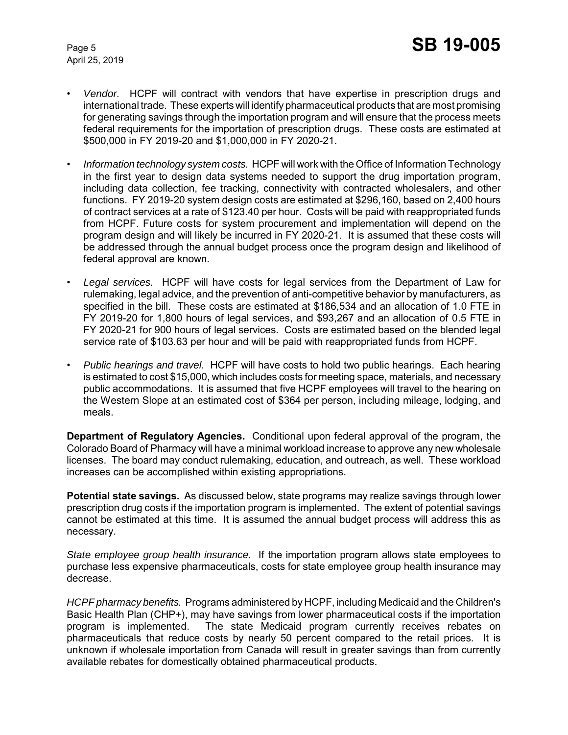- *Vendor.* HCPF will contract with vendors that have expertise in prescription drugs and international trade. These experts will identify pharmaceutical products that are most promising for generating savings through the importation program and will ensure that the process meets federal requirements for the importation of prescription drugs. These costs are estimated at $500,000 in FY 2019-20 and $1,000,000 in FY 2020-21.

- *Information technology system costs.* HCPF will work with the Office of Information Technology in the first year to design data systems needed to support the drug importation program, including data collection, fee tracking, connectivity with contracted wholesalers, and other functions. FY 2019-20 system design costs are estimated at $296,160, based on 2,400 hours of contract services at a rate of $123.40 per hour. Costs will be paid with reappropriated funds from HCPF. Future costs for system procurement and implementation will depend on the program design and will likely be incurred in FY 2020-21. It is assumed that these costs will be addressed through the annual budget process once the program design and likelihood of federal approval are known.

- *Legal services.* HCPF will have costs for legal services from the Department of Law for rulemaking, legal advice, and the prevention of anti-competitive behavior by manufacturers, as specified in the bill. These costs are estimated at $186,534 and an allocation of 1.0 FTE in FY 2019-20 for 1,800 hours of legal services, and $93,267 and an allocation of 0.5 FTE in FY 2020-21 for 900 hours of legal services. Costs are estimated based on the blended legal service rate of $103.63 per hour and will be paid with reappropriated funds from HCPF.

- *Public hearings and travel.* HCPF will have costs to hold two public hearings. Each hearing is estimated to cost $15,000, which includes costs for meeting space, materials, and necessary public accommodations. It is assumed that five HCPF employees will travel to the hearing on the Western Slope at an estimated cost of $364 per person, including mileage, lodging, and meals.

**Department of Regulatory Agencies.** Conditional upon federal approval of the program, the Colorado Board of Pharmacy will have a minimal workload increase to approve any new wholesale licenses. The board may conduct rulemaking, education, and outreach, as well. These workload increases can be accomplished within existing appropriations.

**Potential state savings.** As discussed below, state programs may realize savings through lower prescription drug costs if the importation program is implemented. The extent of potential savings cannot be estimated at this time. It is assumed the annual budget process will address this as necessary.

*State employee group health insurance.* If the importation program allows state employees to purchase less expensive pharmaceuticals, costs for state employee group health insurance may decrease.

*HCPF pharmacy benefits.* Programs administered by HCPF, including Medicaid and the Children's Basic Health Plan (CHP+), may have savings from lower pharmaceutical costs if the importation program is implemented. The state Medicaid program currently receives rebates on pharmaceuticals that reduce costs by nearly 50 percent compared to the retail prices. It is unknown if wholesale importation from Canada will result in greater savings than from currently available rebates for domestically obtained pharmaceutical products.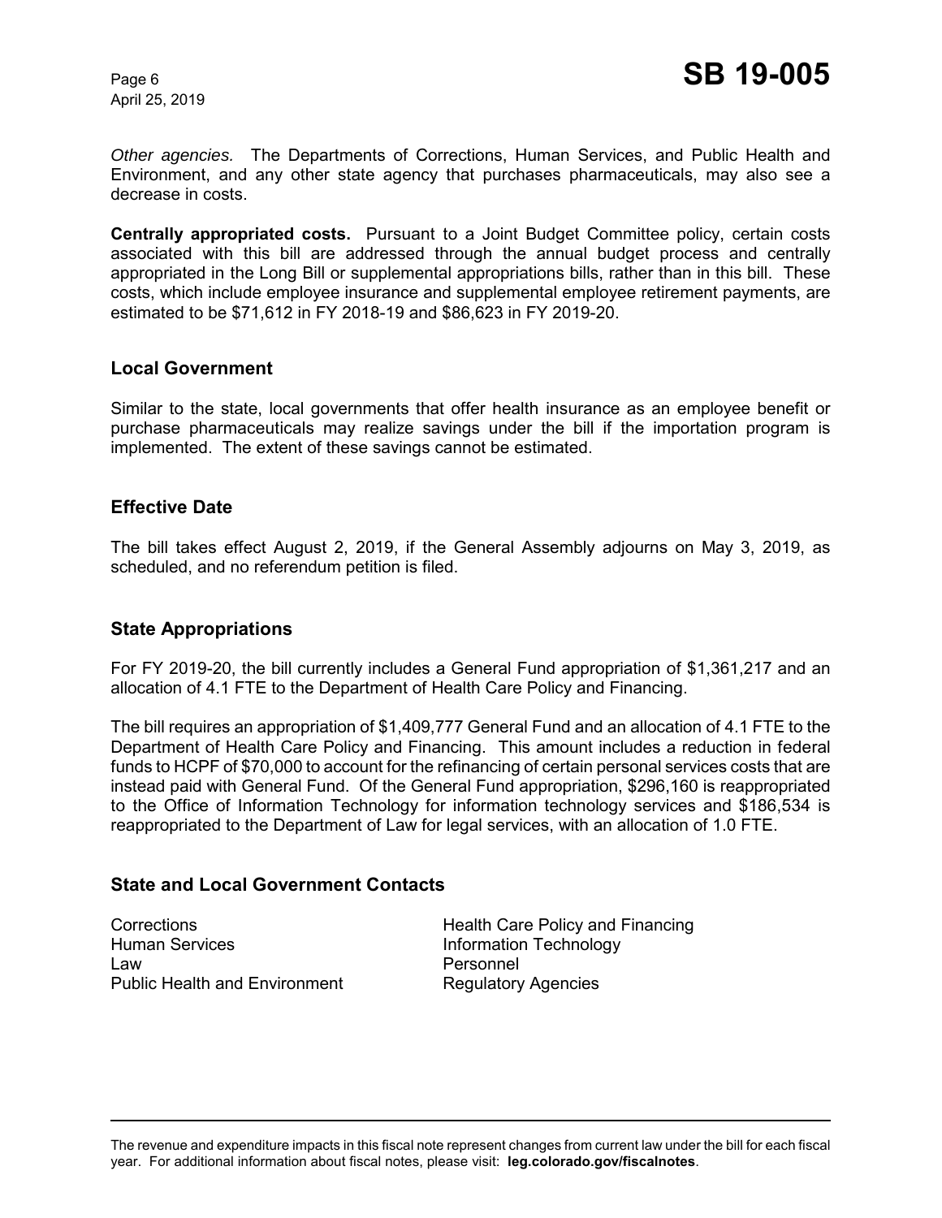*Other agencies.* The Departments of Corrections, Human Services, and Public Health and Environment, and any other state agency that purchases pharmaceuticals, may also see a decrease in costs.

**Centrally appropriated costs.** Pursuant to a Joint Budget Committee policy, certain costs associated with this bill are addressed through the annual budget process and centrally appropriated in the Long Bill or supplemental appropriations bills, rather than in this bill. These costs, which include employee insurance and supplemental employee retirement payments, are estimated to be $71,612 in FY 2018-19 and $86,623 in FY 2019-20.

## Local Government

Similar to the state, local governments that offer health insurance as an employee benefit or purchase pharmaceuticals may realize savings under the bill if the importation program is implemented. The extent of these savings cannot be estimated.

## Effective Date

The bill takes effect August 2, 2019, if the General Assembly adjourns on May 3, 2019, as scheduled, and no referendum petition is filed.

## State Appropriations

For FY 2019-20, the bill currently includes a General Fund appropriation of $1,361,217 and an allocation of 4.1 FTE to the Department of Health Care Policy and Financing.

The bill requires an appropriation of $1,409,777 General Fund and an allocation of 4.1 FTE to the Department of Health Care Policy and Financing. This amount includes a reduction in federal funds to HCPF of $70,000 to account for the refinancing of certain personal services costs that are instead paid with General Fund. Of the General Fund appropriation, $296,160 is reappropriated to the Office of Information Technology for information technology services and $186,534 is reappropriated to the Department of Law for legal services, with an allocation of 1.0 FTE.

## State and Local Government Contacts

Corrections
Health Care Policy and Financing
Human Services
Information Technology
Law
Personnel
Public Health and Environment
Regulatory Agencies

The revenue and expenditure impacts in this fiscal note represent changes from current law under the bill for each fiscal year. For additional information about fiscal notes, please visit: **leg.colorado.gov/fiscalnotes**.